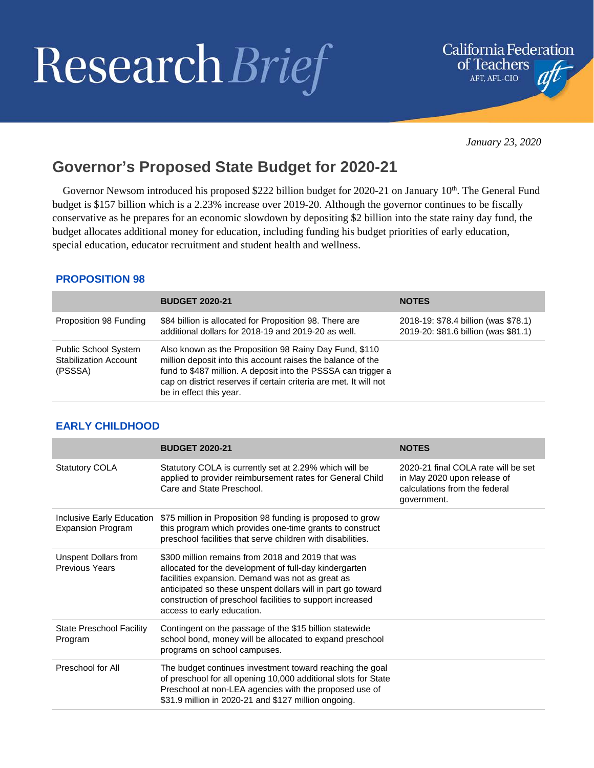# Research Brief

California Federation of Teachers
AFT, AFL-CIO

*January 23, 2020*

## Governor's Proposed State Budget for 2020-21

Governor Newsom introduced his proposed $222 billion budget for 2020-21 on January 10th. The General Fund budget is $157 billion which is a 2.23% increase over 2019-20. Although the governor continues to be fiscally conservative as he prepares for an economic slowdown by depositing $2 billion into the state rainy day fund, the budget allocates additional money for education, including funding his budget priorities of early education, special education, educator recruitment and student health and wellness.

### PROPOSITION 98

| | BUDGET 2020-21 | NOTES |
|---|---|---|
| Proposition 98 Funding | $84 billion is allocated for Proposition 98. There are additional dollars for 2018-19 and 2019-20 as well. | 2018-19: $78.4 billion (was $78.1)<br>2019-20: $81.6 billion (was $81.1) |
| Public School System Stabilization Account (PSSSA) | Also known as the Proposition 98 Rainy Day Fund, $110 million deposit into this account raises the balance of the fund to $487 million. A deposit into the PSSSA can trigger a cap on district reserves if certain criteria are met. It will not be in effect this year. | |

### EARLY CHILDHOOD

| | BUDGET 2020-21 | NOTES |
|---|---|---|
| Statutory COLA | Statutory COLA is currently set at 2.29% which will be applied to provider reimbursement rates for General Child Care and State Preschool. | 2020-21 final COLA rate will be set in May 2020 upon release of calculations from the federal government. |
| Inclusive Early Education Expansion Program | $75 million in Proposition 98 funding is proposed to grow this program which provides one-time grants to construct preschool facilities that serve children with disabilities. | |
| Unspent Dollars from Previous Years | $300 million remains from 2018 and 2019 that was allocated for the development of full-day kindergarten facilities expansion. Demand was not as great as anticipated so these unspent dollars will in part go toward construction of preschool facilities to support increased access to early education. | |
| State Preschool Facility Program | Contingent on the passage of the $15 billion statewide school bond, money will be allocated to expand preschool programs on school campuses. | |
| Preschool for All | The budget continues investment toward reaching the goal of preschool for all opening 10,000 additional slots for State Preschool at non-LEA agencies with the proposed use of $31.9 million in 2020-21 and $127 million ongoing. | |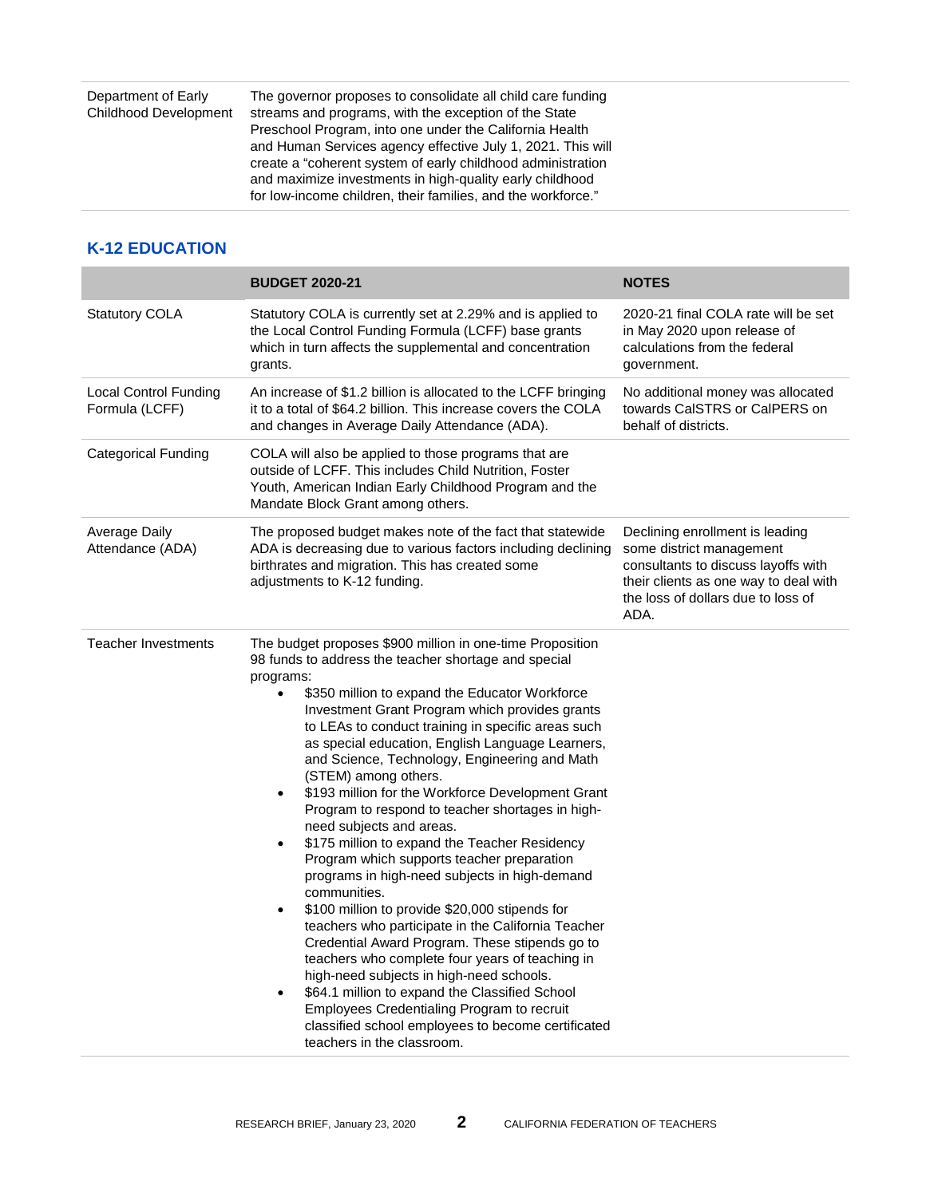| | | |
|---|---|---|
| Department of Early Childhood Development | The governor proposes to consolidate all child care funding streams and programs, with the exception of the State Preschool Program, into one under the California Health and Human Services agency effective July 1, 2021. This will create a "coherent system of early childhood administration and maximize investments in high-quality early childhood for low-income children, their families, and the workforce." | |

## K-12 EDUCATION

| | BUDGET 2020-21 | NOTES |
|---|---|---|
| Statutory COLA | Statutory COLA is currently set at 2.29% and is applied to the Local Control Funding Formula (LCFF) base grants which in turn affects the supplemental and concentration grants. | 2020-21 final COLA rate will be set in May 2020 upon release of calculations from the federal government. |
| Local Control Funding Formula (LCFF) | An increase of $1.2 billion is allocated to the LCFF bringing it to a total of $64.2 billion. This increase covers the COLA and changes in Average Daily Attendance (ADA). | No additional money was allocated towards CalSTRS or CalPERS on behalf of districts. |
| Categorical Funding | COLA will also be applied to those programs that are outside of LCFF. This includes Child Nutrition, Foster Youth, American Indian Early Childhood Program and the Mandate Block Grant among others. | |
| Average Daily Attendance (ADA) | The proposed budget makes note of the fact that statewide ADA is decreasing due to various factors including declining birthrates and migration. This has created some adjustments to K-12 funding. | Declining enrollment is leading some district management consultants to discuss layoffs with their clients as one way to deal with the loss of dollars due to loss of ADA. |
| Teacher Investments | The budget proposes $900 million in one-time Proposition 98 funds to address the teacher shortage and special programs:<br>• $350 million to expand the Educator Workforce Investment Grant Program which provides grants to LEAs to conduct training in specific areas such as special education, English Language Learners, and Science, Technology, Engineering and Math (STEM) among others.<br>• $193 million for the Workforce Development Grant Program to respond to teacher shortages in high-need subjects and areas.<br>• $175 million to expand the Teacher Residency Program which supports teacher preparation programs in high-need subjects in high-demand communities.<br>• $100 million to provide $20,000 stipends for teachers who participate in the California Teacher Credential Award Program. These stipends go to teachers who complete four years of teaching in high-need subjects in high-need schools.<br>• $64.1 million to expand the Classified School Employees Credentialing Program to recruit classified school employees to become certificated teachers in the classroom. | |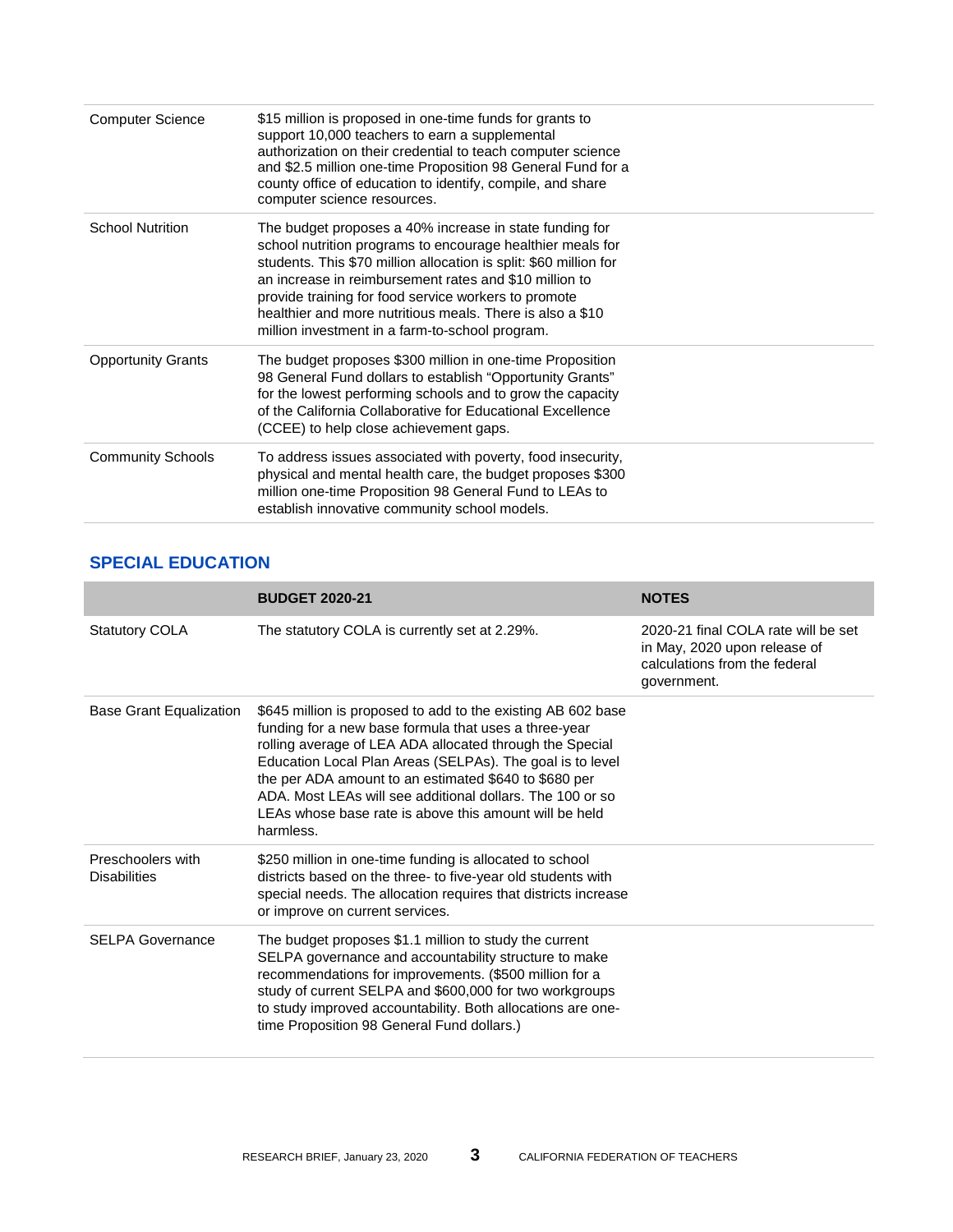| | | |
|---|---|---|
| Computer Science | $15 million is proposed in one-time funds for grants to support 10,000 teachers to earn a supplemental authorization on their credential to teach computer science and $2.5 million one-time Proposition 98 General Fund for a county office of education to identify, compile, and share computer science resources. | |
| School Nutrition | The budget proposes a 40% increase in state funding for school nutrition programs to encourage healthier meals for students. This $70 million allocation is split: $60 million for an increase in reimbursement rates and $10 million to provide training for food service workers to promote healthier and more nutritious meals. There is also a $10 million investment in a farm-to-school program. | |
| Opportunity Grants | The budget proposes $300 million in one-time Proposition 98 General Fund dollars to establish "Opportunity Grants" for the lowest performing schools and to grow the capacity of the California Collaborative for Educational Excellence (CCEE) to help close achievement gaps. | |
| Community Schools | To address issues associated with poverty, food insecurity, physical and mental health care, the budget proposes $300 million one-time Proposition 98 General Fund to LEAs to establish innovative community school models. | |

## SPECIAL EDUCATION

| | BUDGET 2020-21 | NOTES |
|---|---|---|
| Statutory COLA | The statutory COLA is currently set at 2.29%. | 2020-21 final COLA rate will be set in May, 2020 upon release of calculations from the federal government. |
| Base Grant Equalization | $645 million is proposed to add to the existing AB 602 base funding for a new base formula that uses a three-year rolling average of LEA ADA allocated through the Special Education Local Plan Areas (SELPAs). The goal is to level the per ADA amount to an estimated $640 to $680 per ADA. Most LEAs will see additional dollars. The 100 or so LEAs whose base rate is above this amount will be held harmless. | |
| Preschoolers with Disabilities | $250 million in one-time funding is allocated to school districts based on the three- to five-year old students with special needs. The allocation requires that districts increase or improve on current services. | |
| SELPA Governance | The budget proposes $1.1 million to study the current SELPA governance and accountability structure to make recommendations for improvements. ($500 million for a study of current SELPA and $600,000 for two workgroups to study improved accountability. Both allocations are one-time Proposition 98 General Fund dollars.) | |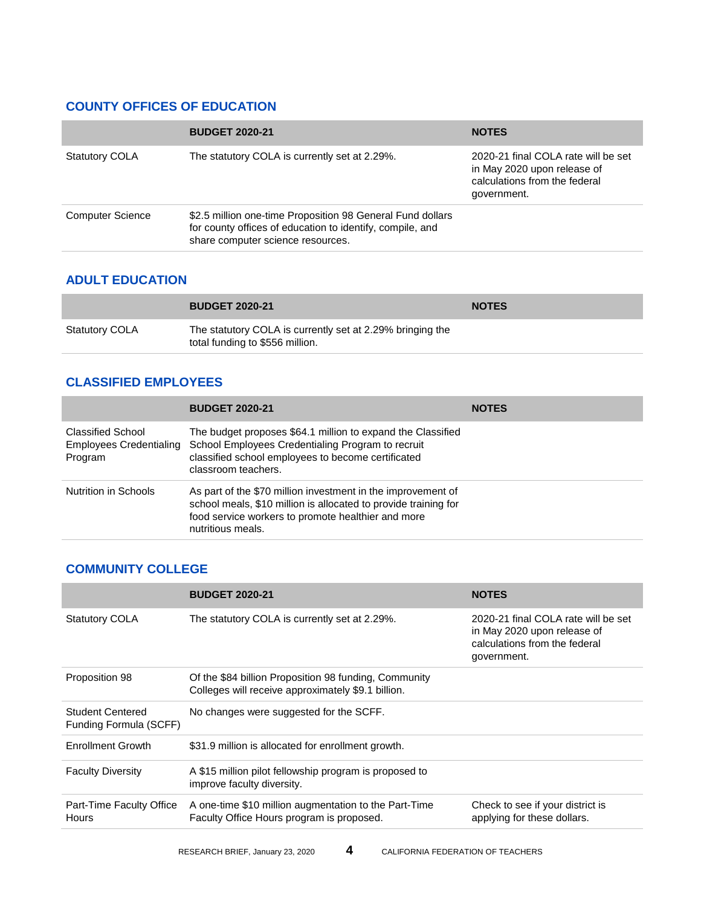## COUNTY OFFICES OF EDUCATION

| | BUDGET 2020-21 | NOTES |
|---|---|---|
| Statutory COLA | The statutory COLA is currently set at 2.29%. | 2020-21 final COLA rate will be set in May 2020 upon release of calculations from the federal government. |
| Computer Science | $2.5 million one-time Proposition 98 General Fund dollars for county offices of education to identify, compile, and share computer science resources. | |

## ADULT EDUCATION

| | BUDGET 2020-21 | NOTES |
|---|---|---|
| Statutory COLA | The statutory COLA is currently set at 2.29% bringing the total funding to $556 million. | |

## CLASSIFIED EMPLOYEES

| | BUDGET 2020-21 | NOTES |
|---|---|---|
| Classified School Employees Credentialing Program | The budget proposes $64.1 million to expand the Classified School Employees Credentialing Program to recruit classified school employees to become certificated classroom teachers. | |
| Nutrition in Schools | As part of the $70 million investment in the improvement of school meals, $10 million is allocated to provide training for food service workers to promote healthier and more nutritious meals. | |

## COMMUNITY COLLEGE

| | BUDGET 2020-21 | NOTES |
|---|---|---|
| Statutory COLA | The statutory COLA is currently set at 2.29%. | 2020-21 final COLA rate will be set in May 2020 upon release of calculations from the federal government. |
| Proposition 98 | Of the $84 billion Proposition 98 funding, Community Colleges will receive approximately $9.1 billion. | |
| Student Centered Funding Formula (SCFF) | No changes were suggested for the SCFF. | |
| Enrollment Growth | $31.9 million is allocated for enrollment growth. | |
| Faculty Diversity | A $15 million pilot fellowship program is proposed to improve faculty diversity. | |
| Part-Time Faculty Office Hours | A one-time $10 million augmentation to the Part-Time Faculty Office Hours program is proposed. | Check to see if your district is applying for these dollars. |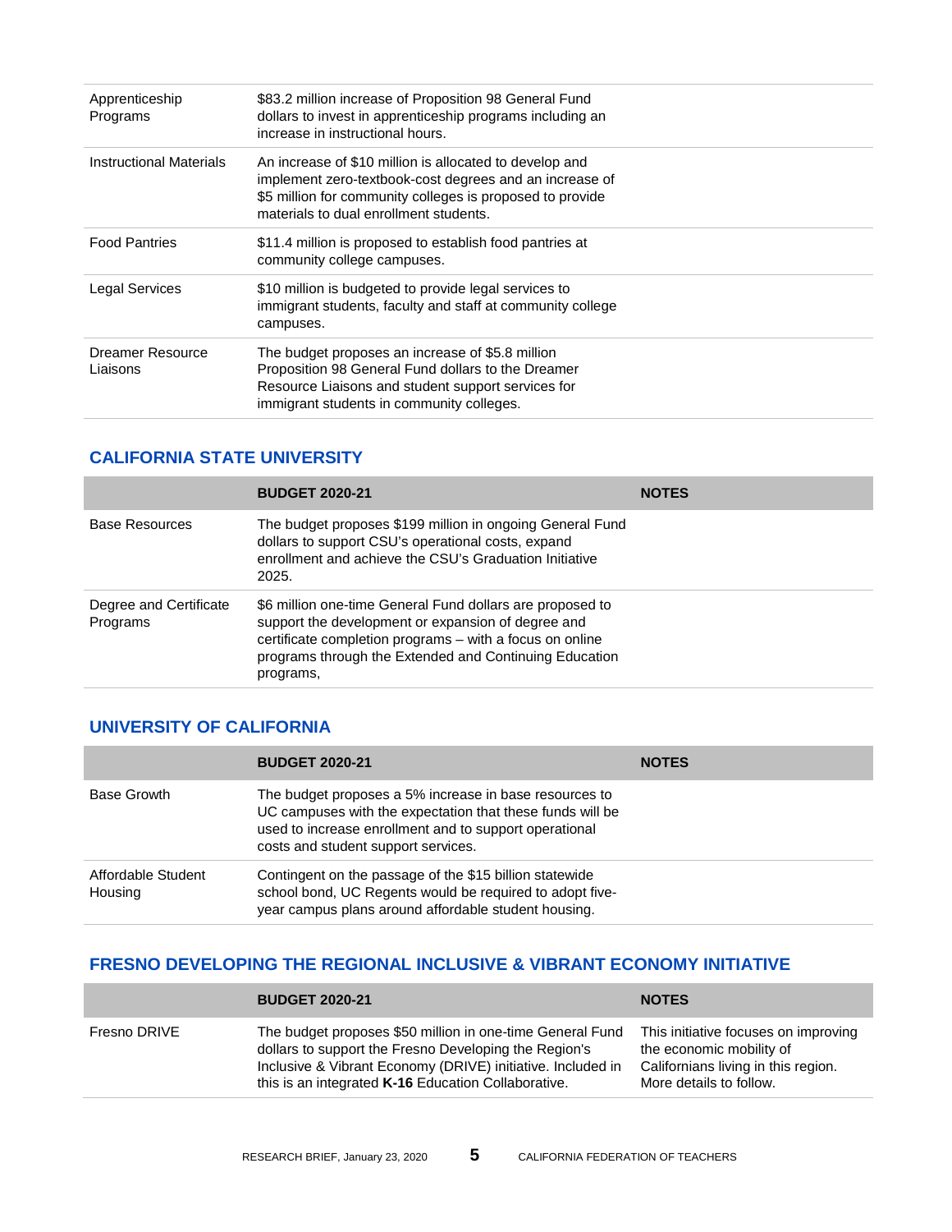| | | |
|---|---|---|
| Apprenticeship Programs | $83.2 million increase of Proposition 98 General Fund dollars to invest in apprenticeship programs including an increase in instructional hours. | |
| Instructional Materials | An increase of $10 million is allocated to develop and implement zero-textbook-cost degrees and an increase of $5 million for community colleges is proposed to provide materials to dual enrollment students. | |
| Food Pantries | $11.4 million is proposed to establish food pantries at community college campuses. | |
| Legal Services | $10 million is budgeted to provide legal services to immigrant students, faculty and staff at community college campuses. | |
| Dreamer Resource Liaisons | The budget proposes an increase of $5.8 million Proposition 98 General Fund dollars to the Dreamer Resource Liaisons and student support services for immigrant students in community colleges. | |

## CALIFORNIA STATE UNIVERSITY

| | BUDGET 2020-21 | NOTES |
|---|---|---|
| Base Resources | The budget proposes $199 million in ongoing General Fund dollars to support CSU's operational costs, expand enrollment and achieve the CSU's Graduation Initiative 2025. | |
| Degree and Certificate Programs | $6 million one-time General Fund dollars are proposed to support the development or expansion of degree and certificate completion programs – with a focus on online programs through the Extended and Continuing Education programs, | |

## UNIVERSITY OF CALIFORNIA

| | BUDGET 2020-21 | NOTES |
|---|---|---|
| Base Growth | The budget proposes a 5% increase in base resources to UC campuses with the expectation that these funds will be used to increase enrollment and to support operational costs and student support services. | |
| Affordable Student Housing | Contingent on the passage of the $15 billion statewide school bond, UC Regents would be required to adopt five-year campus plans around affordable student housing. | |

## FRESNO DEVELOPING THE REGIONAL INCLUSIVE & VIBRANT ECONOMY INITIATIVE

| | BUDGET 2020-21 | NOTES |
|---|---|---|
| Fresno DRIVE | The budget proposes $50 million in one-time General Fund dollars to support the Fresno Developing the Region's Inclusive & Vibrant Economy (DRIVE) initiative. Included in this is an integrated **K-16** Education Collaborative. | This initiative focuses on improving the economic mobility of Californians living in this region. More details to follow. |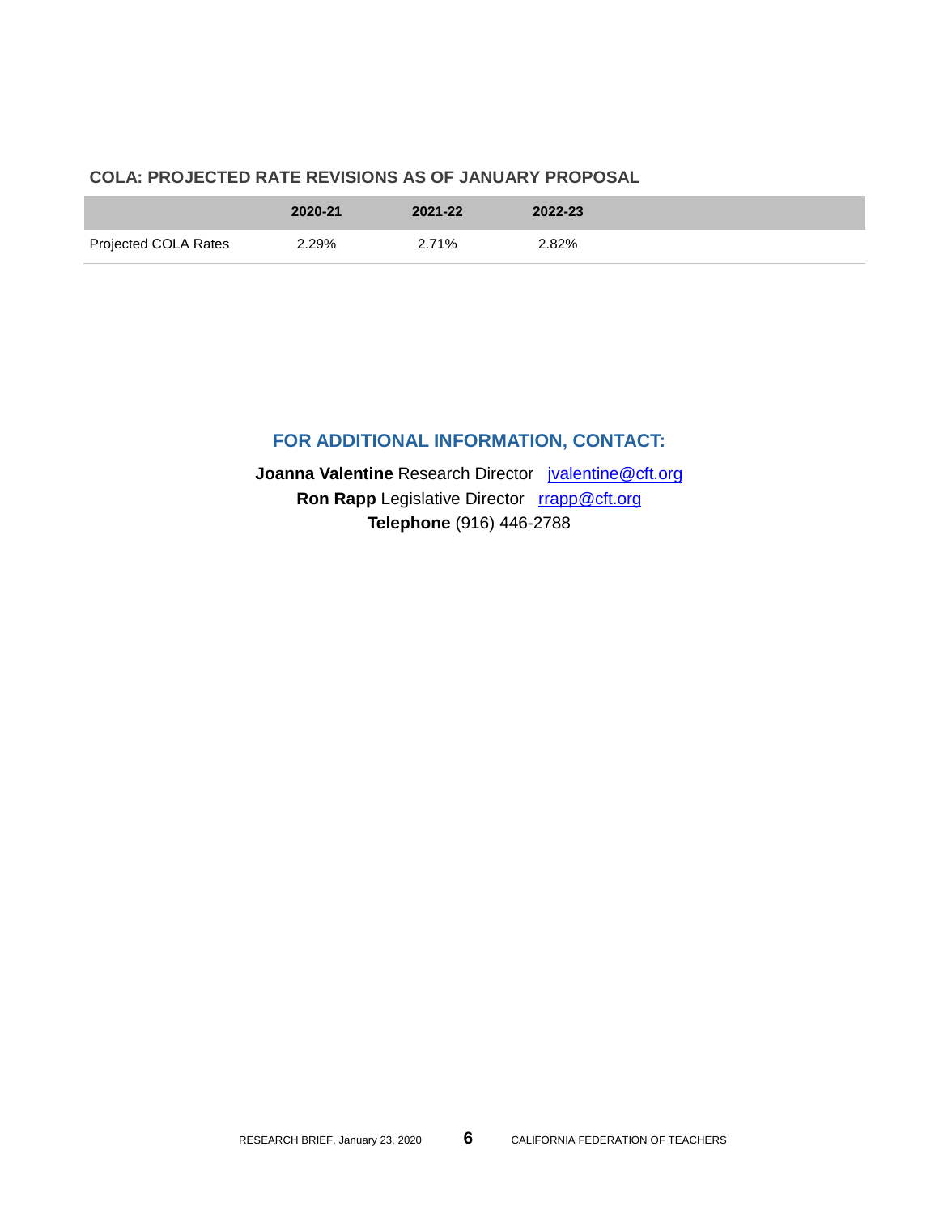### COLA: PROJECTED RATE REVISIONS AS OF JANUARY PROPOSAL

| | 2020-21 | 2021-22 | 2022-23 |
|---|---|---|---|
| Projected COLA Rates | 2.29% | 2.71% | 2.82% |

## FOR ADDITIONAL INFORMATION, CONTACT:

**Joanna Valentine** Research Director jvalentine@cft.org
**Ron Rapp** Legislative Director rrapp@cft.org
**Telephone** (916) 446-2788